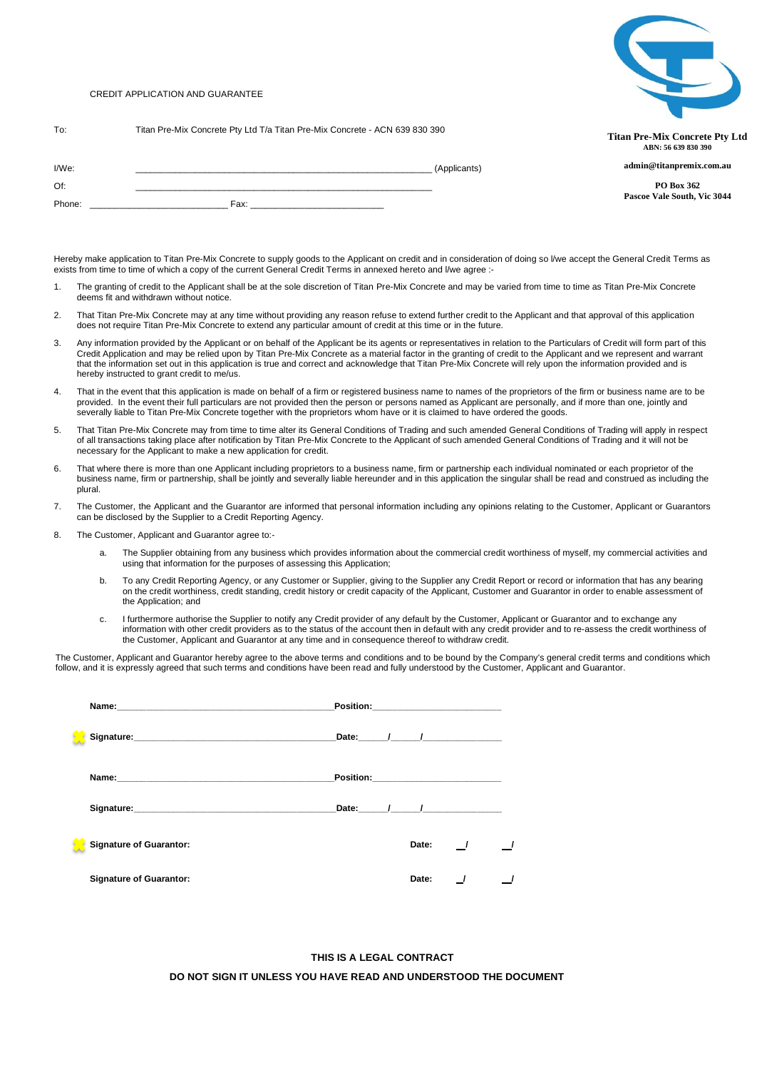CREDIT APPLICATION AND GUARANTEE

**Titan Pre-Mix Concrete Pty Ltd**
**ABN: 56 639 830 390**

**admin@titanpremix.com.au**

**PO Box 362**
**Pascoe Vale South, Vic 3044**

To: Titan Pre-Mix Concrete Pty Ltd T/a Titan Pre-Mix Concrete - ACN 639 830 390

I/We: ____________________________________________________________ (Applicants)

Of: ____________________________________________________________

Phone: ___________________________ Fax: ___________________________

Hereby make application to Titan Pre-Mix Concrete to supply goods to the Applicant on credit and in consideration of doing so I/we accept the General Credit Terms as exists from time to time of which a copy of the current General Credit Terms in annexed hereto and I/we agree :-

1. The granting of credit to the Applicant shall be at the sole discretion of Titan Pre-Mix Concrete and may be varied from time to time as Titan Pre-Mix Concrete deems fit and withdrawn without notice.
2. That Titan Pre-Mix Concrete may at any time without providing any reason refuse to extend further credit to the Applicant and that approval of this application does not require Titan Pre-Mix Concrete to extend any particular amount of credit at this time or in the future.
3. Any information provided by the Applicant or on behalf of the Applicant be its agents or representatives in relation to the Particulars of Credit will form part of this Credit Application and may be relied upon by Titan Pre-Mix Concrete as a material factor in the granting of credit to the Applicant and we represent and warrant that the information set out in this application is true and correct and acknowledge that Titan Pre-Mix Concrete will rely upon the information provided and is hereby instructed to grant credit to me/us.
4. That in the event that this application is made on behalf of a firm or registered business name to names of the proprietors of the firm or business name are to be provided. In the event their full particulars are not provided then the person or persons named as Applicant are personally, and if more than one, jointly and severally liable to Titan Pre-Mix Concrete together with the proprietors whom have or it is claimed to have ordered the goods.
5. That Titan Pre-Mix Concrete may from time to time alter its General Conditions of Trading and such amended General Conditions of Trading will apply in respect of all transactions taking place after notification by Titan Pre-Mix Concrete to the Applicant of such amended General Conditions of Trading and it will not be necessary for the Applicant to make a new application for credit.
6. That where there is more than one Applicant including proprietors to a business name, firm or partnership each individual nominated or each proprietor of the business name, firm or partnership, shall be jointly and severally liable hereunder and in this application the singular shall be read and construed as including the plural.
7. The Customer, the Applicant and the Guarantor are informed that personal information including any opinions relating to the Customer, Applicant or Guarantors can be disclosed by the Supplier to a Credit Reporting Agency.
8. The Customer, Applicant and Guarantor agree to:-
    a. The Supplier obtaining from any business which provides information about the commercial credit worthiness of myself, my commercial activities and using that information for the purposes of assessing this Application;
    b. To any Credit Reporting Agency, or any Customer or Supplier, giving to the Supplier any Credit Report or record or information that has any bearing on the credit worthiness, credit standing, credit history or credit capacity of the Applicant, Customer and Guarantor in order to enable assessment of the Application; and
    c. I furthermore authorise the Supplier to notify any Credit provider of any default by the Customer, Applicant or Guarantor and to exchange any information with other credit providers as to the status of the account then in default with any credit provider and to re-assess the credit worthiness of the Customer, Applicant and Guarantor at any time and in consequence thereof to withdraw credit.

The Customer, Applicant and Guarantor hereby agree to the above terms and conditions and to be bound by the Company's general credit terms and conditions which follow, and it is expressly agreed that such terms and conditions have been read and fully understood by the Customer, Applicant and Guarantor.

**Name:**__________________________________________ **Position:**________________________

**Signature:**_______________________________________ **Date:**_____/_____/______________

**Name:**__________________________________________ **Position:**________________________

**Signature:**_______________________________________ **Date:**_____/_____/______________

**Signature of Guarantor:** **Date:** ___/ ___/

**Signature of Guarantor:** **Date:** ___/ ___/

**THIS IS A LEGAL CONTRACT**

**DO NOT SIGN IT UNLESS YOU HAVE READ AND UNDERSTOOD THE DOCUMENT**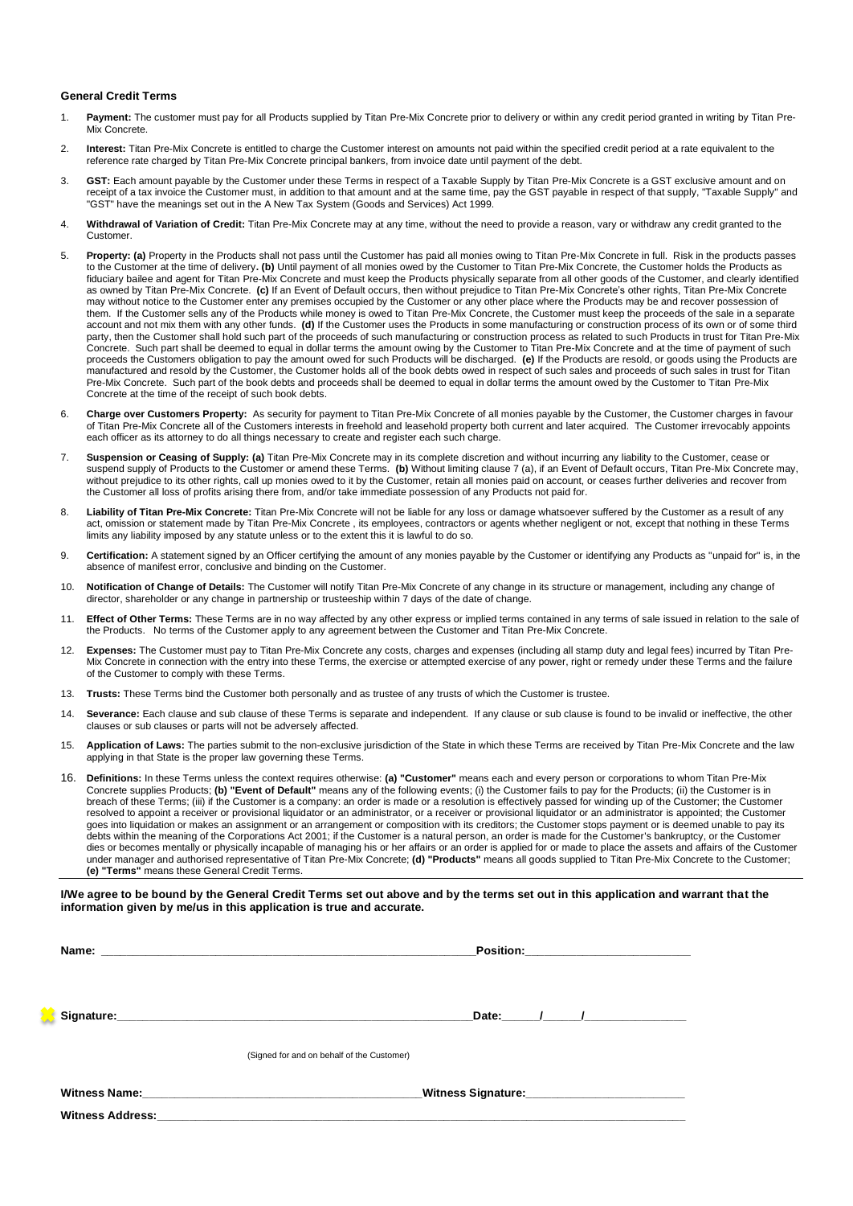**General Credit Terms**

1. **Payment:** The customer must pay for all Products supplied by Titan Pre-Mix Concrete prior to delivery or within any credit period granted in writing by Titan Pre-Mix Concrete.

2. **Interest:** Titan Pre-Mix Concrete is entitled to charge the Customer interest on amounts not paid within the specified credit period at a rate equivalent to the reference rate charged by Titan Pre-Mix Concrete principal bankers, from invoice date until payment of the debt.

3. **GST:** Each amount payable by the Customer under these Terms in respect of a Taxable Supply by Titan Pre-Mix Concrete is a GST exclusive amount and on receipt of a tax invoice the Customer must, in addition to that amount and at the same time, pay the GST payable in respect of that supply, "Taxable Supply" and "GST" have the meanings set out in the A New Tax System (Goods and Services) Act 1999.

4. **Withdrawal of Variation of Credit:** Titan Pre-Mix Concrete may at any time, without the need to provide a reason, vary or withdraw any credit granted to the Customer.

5. **Property: (a)** Property in the Products shall not pass until the Customer has paid all monies owing to Titan Pre-Mix Concrete in full. Risk in the products passes to the Customer at the time of delivery**. (b)** Until payment of all monies owed by the Customer to Titan Pre-Mix Concrete, the Customer holds the Products as fiduciary bailee and agent for Titan Pre-Mix Concrete and must keep the Products physically separate from all other goods of the Customer, and clearly identified as owned by Titan Pre-Mix Concrete. **(c)** If an Event of Default occurs, then without prejudice to Titan Pre-Mix Concrete's other rights, Titan Pre-Mix Concrete may without notice to the Customer enter any premises occupied by the Customer or any other place where the Products may be and recover possession of them. If the Customer sells any of the Products while money is owed to Titan Pre-Mix Concrete, the Customer must keep the proceeds of the sale in a separate account and not mix them with any other funds. **(d)** If the Customer uses the Products in some manufacturing or construction process of its own or of some third party, then the Customer shall hold such part of the proceeds of such manufacturing or construction process as related to such Products in trust for Titan Pre-Mix Concrete. Such part shall be deemed to equal in dollar terms the amount owing by the Customer to Titan Pre-Mix Concrete and at the time of payment of such proceeds the Customers obligation to pay the amount owed for such Products will be discharged. **(e)** If the Products are resold, or goods using the Products are manufactured and resold by the Customer, the Customer holds all of the book debts owed in respect of such sales and proceeds of such sales in trust for Titan Pre-Mix Concrete. Such part of the book debts and proceeds shall be deemed to equal in dollar terms the amount owed by the Customer to Titan Pre-Mix Concrete at the time of the receipt of such book debts.

6. **Charge over Customers Property:** As security for payment to Titan Pre-Mix Concrete of all monies payable by the Customer, the Customer charges in favour of Titan Pre-Mix Concrete all of the Customers interests in freehold and leasehold property both current and later acquired. The Customer irrevocably appoints each officer as its attorney to do all things necessary to create and register each such charge.

7. **Suspension or Ceasing of Supply: (a)** Titan Pre-Mix Concrete may in its complete discretion and without incurring any liability to the Customer, cease or suspend supply of Products to the Customer or amend these Terms. **(b)** Without limiting clause 7 (a), if an Event of Default occurs, Titan Pre-Mix Concrete may, without prejudice to its other rights, call up monies owed to it by the Customer, retain all monies paid on account, or ceases further deliveries and recover from the Customer all loss of profits arising there from, and/or take immediate possession of any Products not paid for.

8. **Liability of Titan Pre-Mix Concrete:** Titan Pre-Mix Concrete will not be liable for any loss or damage whatsoever suffered by the Customer as a result of any act, omission or statement made by Titan Pre-Mix Concrete , its employees, contractors or agents whether negligent or not, except that nothing in these Terms limits any liability imposed by any statute unless or to the extent this it is lawful to do so.

9. **Certification:** A statement signed by an Officer certifying the amount of any monies payable by the Customer or identifying any Products as "unpaid for" is, in the absence of manifest error, conclusive and binding on the Customer.

10. **Notification of Change of Details:** The Customer will notify Titan Pre-Mix Concrete of any change in its structure or management, including any change of director, shareholder or any change in partnership or trusteeship within 7 days of the date of change.

11. **Effect of Other Terms:** These Terms are in no way affected by any other express or implied terms contained in any terms of sale issued in relation to the sale of the Products. No terms of the Customer apply to any agreement between the Customer and Titan Pre-Mix Concrete.

12. **Expenses:** The Customer must pay to Titan Pre-Mix Concrete any costs, charges and expenses (including all stamp duty and legal fees) incurred by Titan Pre-Mix Concrete in connection with the entry into these Terms, the exercise or attempted exercise of any power, right or remedy under these Terms and the failure of the Customer to comply with these Terms.

13. **Trusts:** These Terms bind the Customer both personally and as trustee of any trusts of which the Customer is trustee.

14. **Severance:** Each clause and sub clause of these Terms is separate and independent. If any clause or sub clause is found to be invalid or ineffective, the other clauses or sub clauses or parts will not be adversely affected.

15. **Application of Laws:** The parties submit to the non-exclusive jurisdiction of the State in which these Terms are received by Titan Pre-Mix Concrete and the law applying in that State is the proper law governing these Terms.

16. **Definitions:** In these Terms unless the context requires otherwise: **(a) "Customer"** means each and every person or corporations to whom Titan Pre-Mix Concrete supplies Products; **(b) "Event of Default"** means any of the following events; (i) the Customer fails to pay for the Products; (ii) the Customer is in breach of these Terms; (iii) if the Customer is a company: an order is made or a resolution is effectively passed for winding up of the Customer; the Customer resolved to appoint a receiver or provisional liquidator or an administrator, or a receiver or provisional liquidator or an administrator is appointed; the Customer goes into liquidation or makes an assignment or an arrangement or composition with its creditors; the Customer stops payment or is deemed unable to pay its debts within the meaning of the Corporations Act 2001; if the Customer is a natural person, an order is made for the Customer's bankruptcy, or the Customer dies or becomes mentally or physically incapable of managing his or her affairs or an order is applied for or made to place the assets and affairs of the Customer under manager and authorised representative of Titan Pre-Mix Concrete; **(d) "Products"** means all goods supplied to Titan Pre-Mix Concrete to the Customer; **(e) "Terms"** means these General Credit Terms.

**I/We agree to be bound by the General Credit Terms set out above and by the terms set out in this application and warrant that the information given by me/us in this application is true and accurate.**

**Name:** ______________________________ **Position:** ______________________

**Signature:** ______________________________ **Date:** _____/_____/__________

(Signed for and on behalf of the Customer)

**Witness Name:** ______________________________ **Witness Signature:** ______________________

**Witness Address:** ____________________________________________________________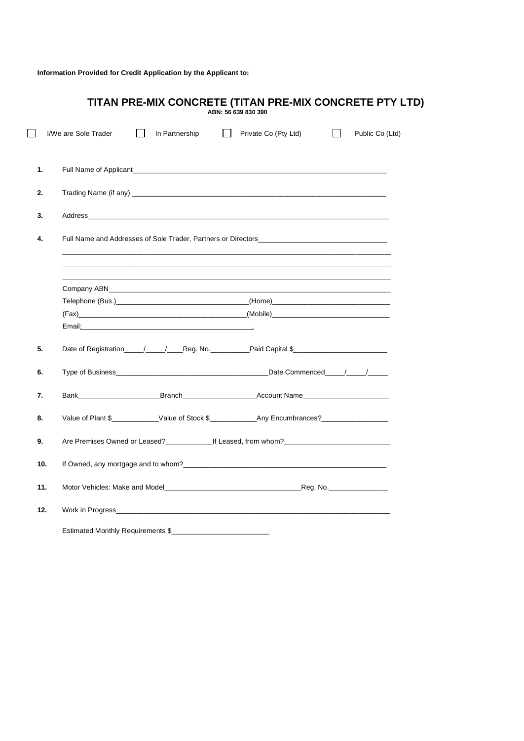**Information Provided for Credit Application by the Applicant to:**

# TITAN PRE-MIX CONCRETE (TITAN PRE-MIX CONCRETE PTY LTD)

**ABN: 56 639 830 390**

☐ I/We are Sole Trader ☐ In Partnership ☐ Private Co (Pty Ltd) ☐ Public Co (Ltd)

**1.** Full Name of Applicant_______________________________________________

**2.** Trading Name (if any) _______________________________________________

**3.** Address_______________________________________________

**4.** Full Name and Addresses of Sole Trader, Partners or Directors_______________________________________________

_______________________________________________

_______________________________________________

_______________________________________________

Company ABN_______________________________________________

Telephone (Bus.)_______________________(Home)_______________________

(Fax)_______________________(Mobile)_______________________

Email:_______________________.

**5.** Date of Registration_____/_____/____Reg. No.__________Paid Capital $_______________________

**6.** Type of Business_______________________Date Commenced_____/_____/_____

**7.** Bank_______________________Branch_______________________Account Name_______________________

**8.** Value of Plant $____________Value of Stock $____________Any Encumbrances?_________________

**9.** Are Premises Owned or Leased?____________If Leased, from whom?_______________________

**10.** If Owned, any mortgage and to whom?_______________________________________________

**11.** Motor Vehicles: Make and Model_______________________Reg. No._______________

**12.** Work in Progress_______________________________________________

Estimated Monthly Requirements $_________________________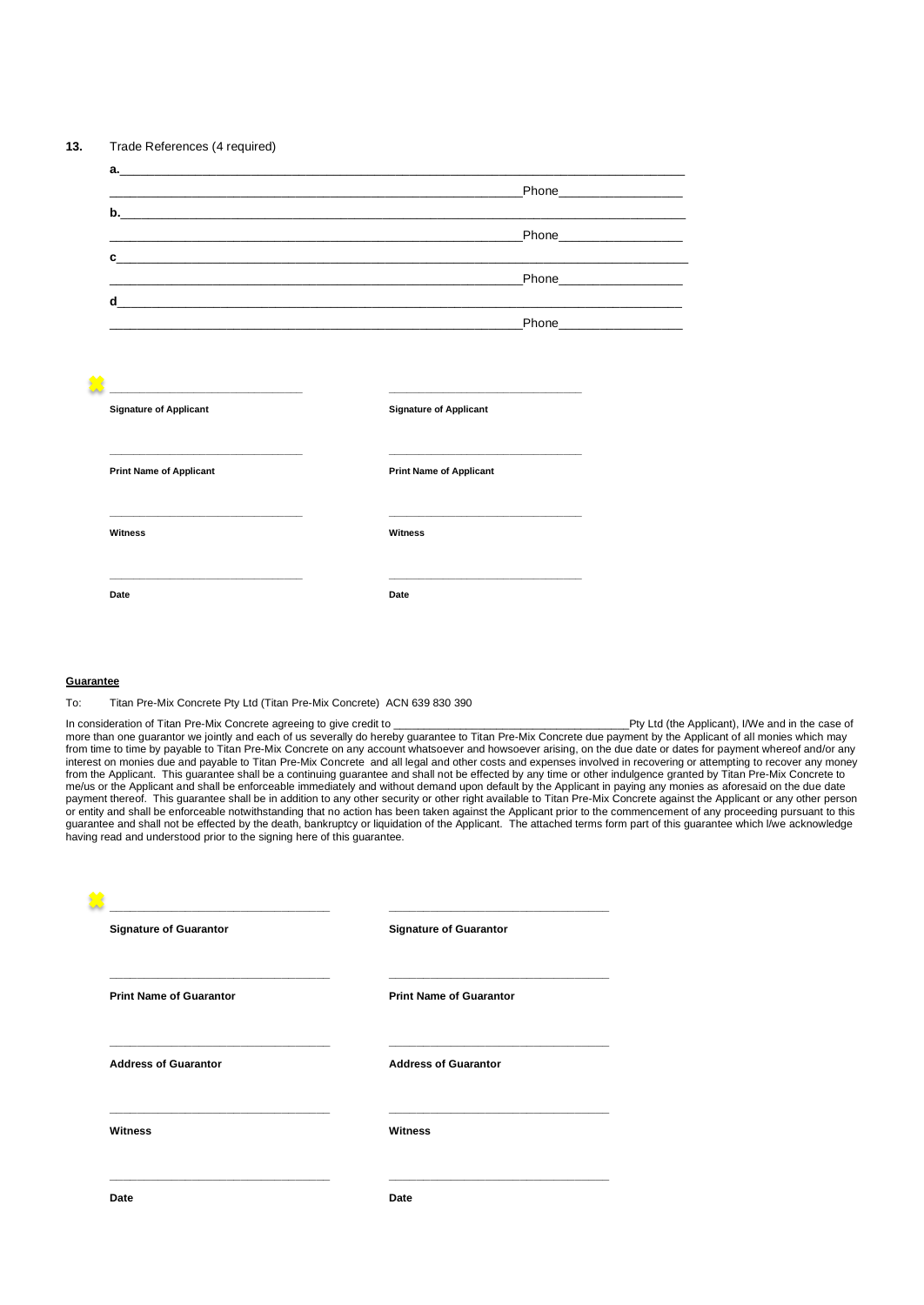**13.** Trade References (4 required)

a.\_\_\_\_\_\_\_\_\_\_\_\_\_\_\_\_\_\_\_\_\_\_\_\_\_\_\_\_\_\_\_\_\_\_\_\_\_\_\_\_\_\_\_\_\_\_\_\_\_\_\_\_\_\_\_\_\_\_\_\_\_\_\_\_\_\_\_\_

\_\_\_\_\_\_\_\_\_\_\_\_\_\_\_\_\_\_\_\_\_\_\_\_\_\_\_\_\_\_\_\_\_\_\_\_\_\_\_\_\_\_\_\_\_\_\_\_\_\_\_Phone\_\_\_\_\_\_\_\_\_\_\_\_\_\_\_\_\_\_

b.\_\_\_\_\_\_\_\_\_\_\_\_\_\_\_\_\_\_\_\_\_\_\_\_\_\_\_\_\_\_\_\_\_\_\_\_\_\_\_\_\_\_\_\_\_\_\_\_\_\_\_\_\_\_\_\_\_\_\_\_\_\_\_\_\_\_\_\_

\_\_\_\_\_\_\_\_\_\_\_\_\_\_\_\_\_\_\_\_\_\_\_\_\_\_\_\_\_\_\_\_\_\_\_\_\_\_\_\_\_\_\_\_\_\_\_\_\_\_\_Phone\_\_\_\_\_\_\_\_\_\_\_\_\_\_\_\_\_\_

c\_\_\_\_\_\_\_\_\_\_\_\_\_\_\_\_\_\_\_\_\_\_\_\_\_\_\_\_\_\_\_\_\_\_\_\_\_\_\_\_\_\_\_\_\_\_\_\_\_\_\_\_\_\_\_\_\_\_\_\_\_\_\_\_\_\_\_\_\_

\_\_\_\_\_\_\_\_\_\_\_\_\_\_\_\_\_\_\_\_\_\_\_\_\_\_\_\_\_\_\_\_\_\_\_\_\_\_\_\_\_\_\_\_\_\_\_\_\_\_\_Phone\_\_\_\_\_\_\_\_\_\_\_\_\_\_\_\_\_\_

d\_\_\_\_\_\_\_\_\_\_\_\_\_\_\_\_\_\_\_\_\_\_\_\_\_\_\_\_\_\_\_\_\_\_\_\_\_\_\_\_\_\_\_\_\_\_\_\_\_\_\_\_\_\_\_\_\_\_\_\_\_\_\_\_\_\_\_\_\_

\_\_\_\_\_\_\_\_\_\_\_\_\_\_\_\_\_\_\_\_\_\_\_\_\_\_\_\_\_\_\_\_\_\_\_\_\_\_\_\_\_\_\_\_\_\_\_\_\_\_\_Phone\_\_\_\_\_\_\_\_\_\_\_\_\_\_\_\_\_\_

| | |
|---|---|
| \_\_\_\_\_\_\_\_\_\_\_\_\_\_\_\_\_\_\_\_\_\_\_\_\_\_\_\_ | \_\_\_\_\_\_\_\_\_\_\_\_\_\_\_\_\_\_\_\_\_\_\_\_\_\_\_\_ |
| **Signature of Applicant** | **Signature of Applicant** |
| \_\_\_\_\_\_\_\_\_\_\_\_\_\_\_\_\_\_\_\_\_\_\_\_\_\_\_\_ | \_\_\_\_\_\_\_\_\_\_\_\_\_\_\_\_\_\_\_\_\_\_\_\_\_\_\_\_ |
| **Print Name of Applicant** | **Print Name of Applicant** |
| \_\_\_\_\_\_\_\_\_\_\_\_\_\_\_\_\_\_\_\_\_\_\_\_\_\_\_\_ | \_\_\_\_\_\_\_\_\_\_\_\_\_\_\_\_\_\_\_\_\_\_\_\_\_\_\_\_ |
| **Witness** | **Witness** |
| \_\_\_\_\_\_\_\_\_\_\_\_\_\_\_\_\_\_\_\_\_\_\_\_\_\_\_\_ | \_\_\_\_\_\_\_\_\_\_\_\_\_\_\_\_\_\_\_\_\_\_\_\_\_\_\_\_ |
| **Date** | **Date** |

**Guarantee**

To: Titan Pre-Mix Concrete Pty Ltd (Titan Pre-Mix Concrete) ACN 639 830 390

In consideration of Titan Pre-Mix Concrete agreeing to give credit to \_\_\_\_\_\_\_\_\_\_\_\_\_\_\_\_\_\_\_\_\_\_\_\_\_\_\_\_\_\_\_\_\_\_\_\_Pty Ltd (the Applicant), I/We and in the case of more than one guarantor we jointly and each of us severally do hereby guarantee to Titan Pre-Mix Concrete due payment by the Applicant of all monies which may from time to time by payable to Titan Pre-Mix Concrete on any account whatsoever and howsoever arising, on the due date or dates for payment whereof and/or any interest on monies due and payable to Titan Pre-Mix Concrete and all legal and other costs and expenses involved in recovering or attempting to recover any money from the Applicant. This guarantee shall be a continuing guarantee and shall not be effected by any time or other indulgence granted by Titan Pre-Mix Concrete to me/us or the Applicant and shall be enforceable immediately and without demand upon default by the Applicant in paying any monies as aforesaid on the due date payment thereof. This guarantee shall be in addition to any other security or other right available to Titan Pre-Mix Concrete against the Applicant or any other person or entity and shall be enforceable notwithstanding that no action has been taken against the Applicant prior to the commencement of any proceeding pursuant to this guarantee and shall not be effected by the death, bankruptcy or liquidation of the Applicant. The attached terms form part of this guarantee which I/we acknowledge having read and understood prior to the signing here of this guarantee.

| | |
|---|---|
| \_\_\_\_\_\_\_\_\_\_\_\_\_\_\_\_\_\_\_\_\_\_\_\_\_\_\_\_\_\_ | \_\_\_\_\_\_\_\_\_\_\_\_\_\_\_\_\_\_\_\_\_\_\_\_\_\_\_\_\_\_ |
| **Signature of Guarantor** | **Signature of Guarantor** |
| \_\_\_\_\_\_\_\_\_\_\_\_\_\_\_\_\_\_\_\_\_\_\_\_\_\_\_\_\_\_ | \_\_\_\_\_\_\_\_\_\_\_\_\_\_\_\_\_\_\_\_\_\_\_\_\_\_\_\_\_\_ |
| **Print Name of Guarantor** | **Print Name of Guarantor** |
| \_\_\_\_\_\_\_\_\_\_\_\_\_\_\_\_\_\_\_\_\_\_\_\_\_\_\_\_\_\_ | \_\_\_\_\_\_\_\_\_\_\_\_\_\_\_\_\_\_\_\_\_\_\_\_\_\_\_\_\_\_ |
| **Address of Guarantor** | **Address of Guarantor** |
| \_\_\_\_\_\_\_\_\_\_\_\_\_\_\_\_\_\_\_\_\_\_\_\_\_\_\_\_\_\_ | \_\_\_\_\_\_\_\_\_\_\_\_\_\_\_\_\_\_\_\_\_\_\_\_\_\_\_\_\_\_ |
| **Witness** | **Witness** |
| \_\_\_\_\_\_\_\_\_\_\_\_\_\_\_\_\_\_\_\_\_\_\_\_\_\_\_\_\_\_ | \_\_\_\_\_\_\_\_\_\_\_\_\_\_\_\_\_\_\_\_\_\_\_\_\_\_\_\_\_\_ |
| **Date** | **Date** |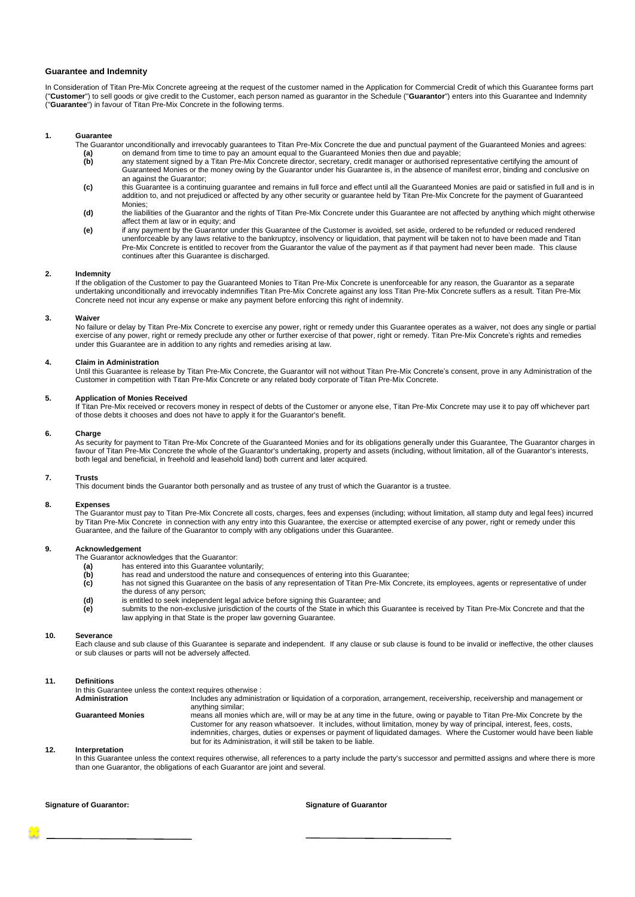## Guarantee and Indemnity

In Consideration of Titan Pre-Mix Concrete agreeing at the request of the customer named in the Application for Commercial Credit of which this Guarantee forms part ("**Customer**") to sell goods or give credit to the Customer, each person named as guarantor in the Schedule ("**Guarantor**") enters into this Guarantee and Indemnity ("**Guarantee**") in favour of Titan Pre-Mix Concrete in the following terms.

**1. Guarantee**

The Guarantor unconditionally and irrevocably guarantees to Titan Pre-Mix Concrete the due and punctual payment of the Guaranteed Monies and agrees:

- **(a)** on demand from time to time to pay an amount equal to the Guaranteed Monies then due and payable;
- **(b)** any statement signed by a Titan Pre-Mix Concrete director, secretary, credit manager or authorised representative certifying the amount of Guaranteed Monies or the money owing by the Guarantor under his Guarantee is, in the absence of manifest error, binding and conclusive on an against the Guarantor;
- **(c)** this Guarantee is a continuing guarantee and remains in full force and effect until all the Guaranteed Monies are paid or satisfied in full and is in addition to, and not prejudiced or affected by any other security or guarantee held by Titan Pre-Mix Concrete for the payment of Guaranteed Monies;
- **(d)** the liabilities of the Guarantor and the rights of Titan Pre-Mix Concrete under this Guarantee are not affected by anything which might otherwise affect them at law or in equity; and
- **(e)** if any payment by the Guarantor under this Guarantee of the Customer is avoided, set aside, ordered to be refunded or reduced rendered unenforceable by any laws relative to the bankruptcy, insolvency or liquidation, that payment will be taken not to have been made and Titan Pre-Mix Concrete is entitled to recover from the Guarantor the value of the payment as if that payment had never been made. This clause continues after this Guarantee is discharged.

**2. Indemnity**

If the obligation of the Customer to pay the Guaranteed Monies to Titan Pre-Mix Concrete is unenforceable for any reason, the Guarantor as a separate undertaking unconditionally and irrevocably indemnifies Titan Pre-Mix Concrete against any loss Titan Pre-Mix Concrete suffers as a result. Titan Pre-Mix Concrete need not incur any expense or make any payment before enforcing this right of indemnity.

**3. Waiver**

No failure or delay by Titan Pre-Mix Concrete to exercise any power, right or remedy under this Guarantee operates as a waiver, not does any single or partial exercise of any power, right or remedy preclude any other or further exercise of that power, right or remedy. Titan Pre-Mix Concrete's rights and remedies under this Guarantee are in addition to any rights and remedies arising at law.

**4. Claim in Administration**

Until this Guarantee is release by Titan Pre-Mix Concrete, the Guarantor will not without Titan Pre-Mix Concrete's consent, prove in any Administration of the Customer in competition with Titan Pre-Mix Concrete or any related body corporate of Titan Pre-Mix Concrete.

**5. Application of Monies Received**

If Titan Pre-Mix received or recovers money in respect of debts of the Customer or anyone else, Titan Pre-Mix Concrete may use it to pay off whichever part of those debts it chooses and does not have to apply it for the Guarantor's benefit.

**6. Charge**

As security for payment to Titan Pre-Mix Concrete of the Guaranteed Monies and for its obligations generally under this Guarantee, The Guarantor charges in favour of Titan Pre-Mix Concrete the whole of the Guarantor's undertaking, property and assets (including, without limitation, all of the Guarantor's interests, both legal and beneficial, in freehold and leasehold land) both current and later acquired.

**7. Trusts**

This document binds the Guarantor both personally and as trustee of any trust of which the Guarantor is a trustee.

**8. Expenses**

The Guarantor must pay to Titan Pre-Mix Concrete all costs, charges, fees and expenses (including; without limitation, all stamp duty and legal fees) incurred by Titan Pre-Mix Concrete in connection with any entry into this Guarantee, the exercise or attempted exercise of any power, right or remedy under this Guarantee, and the failure of the Guarantor to comply with any obligations under this Guarantee.

**9. Acknowledgement**

The Guarantor acknowledges that the Guarantor:

- **(a)** has entered into this Guarantee voluntarily;
- **(b)** has read and understood the nature and consequences of entering into this Guarantee;
- **(c)** has not signed this Guarantee on the basis of any representation of Titan Pre-Mix Concrete, its employees, agents or representative of under the duress of any person;
- **(d)** is entitled to seek independent legal advice before signing this Guarantee; and
- **(e)** submits to the non-exclusive jurisdiction of the courts of the State in which this Guarantee is received by Titan Pre-Mix Concrete and that the law applying in that State is the proper law governing Guarantee.

**10. Severance**

Each clause and sub clause of this Guarantee is separate and independent. If any clause or sub clause is found to be invalid or ineffective, the other clauses or sub clauses or parts will not be adversely affected.

**11. Definitions**

In this Guarantee unless the context requires otherwise :

**Administration** Includes any administration or liquidation of a corporation, arrangement, receivership, receivership and management or anything similar;

**Guaranteed Monies** means all monies which are, will or may be at any time in the future, owing or payable to Titan Pre-Mix Concrete by the Customer for any reason whatsoever. It includes, without limitation, money by way of principal, interest, fees, costs, indemnities, charges, duties or expenses or payment of liquidated damages. Where the Customer would have been liable but for its Administration, it will still be taken to be liable.

**12. Interpretation**

In this Guarantee unless the context requires otherwise, all references to a party include the party's successor and permitted assigns and where there is more than one Guarantor, the obligations of each Guarantor are joint and several.

**Signature of Guarantor:** ______________________ **Signature of Guarantor** ______________________